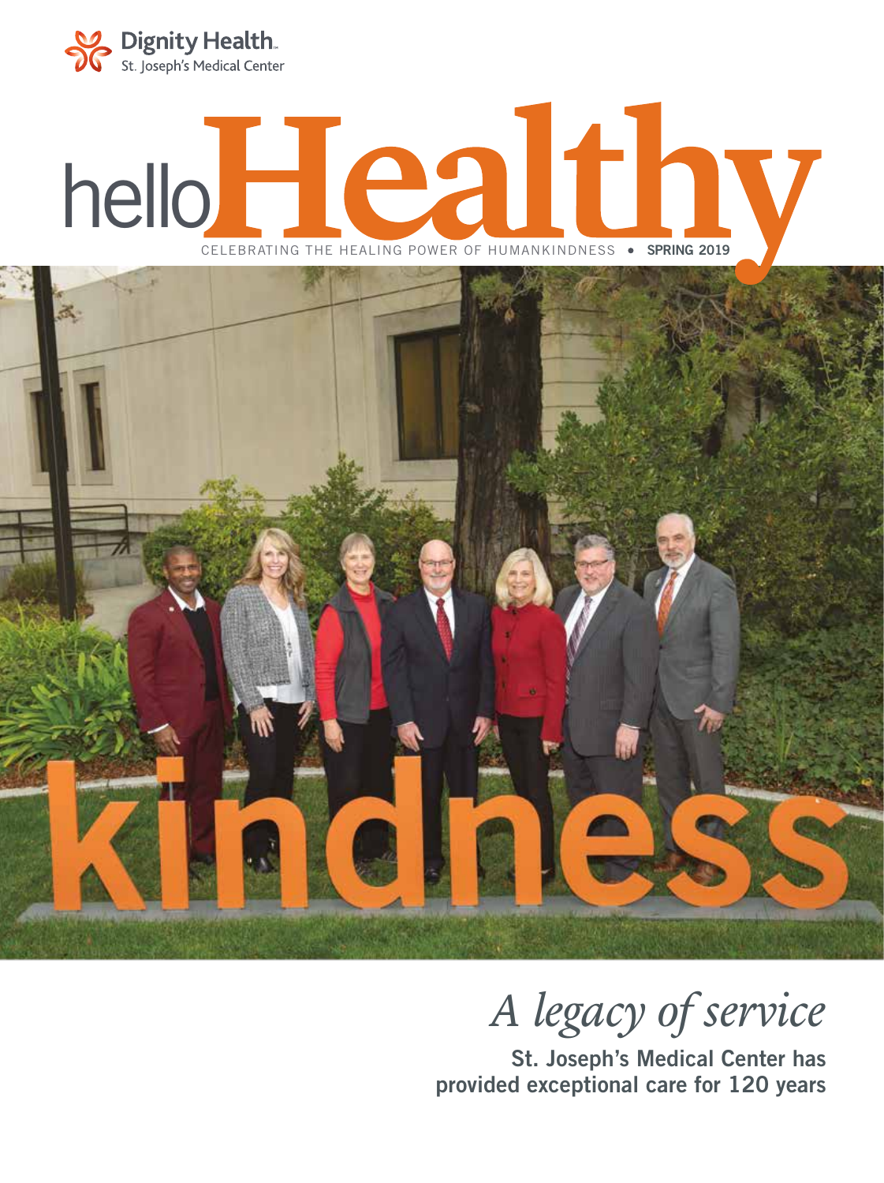Dignity Health
St. Joseph's Medical Center

# hello Healthy

CELEBRATING THE HEALING POWER OF HUMANKINDNESS • **SPRING 2019**

## *A legacy of service*

**St. Joseph's Medical Center has provided exceptional care for 120 years**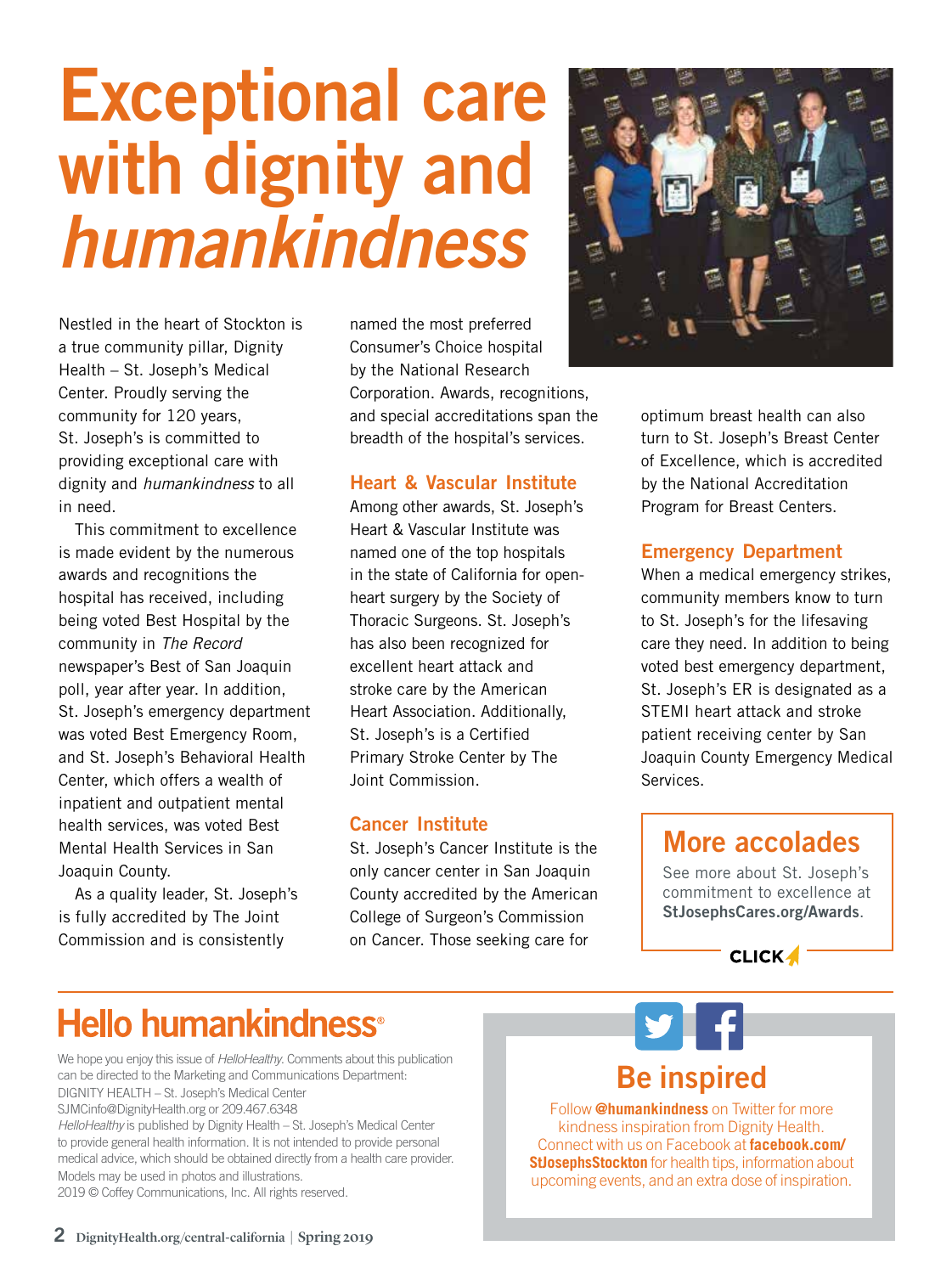# Exceptional care with dignity and *humankindness*

Nestled in the heart of Stockton is a true community pillar, Dignity Health – St. Joseph's Medical Center. Proudly serving the community for 120 years, St. Joseph's is committed to providing exceptional care with dignity and *humankindness* to all in need.

This commitment to excellence is made evident by the numerous awards and recognitions the hospital has received, including being voted Best Hospital by the community in *The Record* newspaper's Best of San Joaquin poll, year after year. In addition, St. Joseph's emergency department was voted Best Emergency Room, and St. Joseph's Behavioral Health Center, which offers a wealth of inpatient and outpatient mental health services, was voted Best Mental Health Services in San Joaquin County.

As a quality leader, St. Joseph's is fully accredited by The Joint Commission and is consistently named the most preferred Consumer's Choice hospital by the National Research Corporation. Awards, recognitions, and special accreditations span the breadth of the hospital's services.

## Heart & Vascular Institute

Among other awards, St. Joseph's Heart & Vascular Institute was named one of the top hospitals in the state of California for open-heart surgery by the Society of Thoracic Surgeons. St. Joseph's has also been recognized for excellent heart attack and stroke care by the American Heart Association. Additionally, St. Joseph's is a Certified Primary Stroke Center by The Joint Commission.

## Cancer Institute

St. Joseph's Cancer Institute is the only cancer center in San Joaquin County accredited by the American College of Surgeon's Commission on Cancer. Those seeking care for optimum breast health can also turn to St. Joseph's Breast Center of Excellence, which is accredited by the National Accreditation Program for Breast Centers.

## Emergency Department

When a medical emergency strikes, community members know to turn to St. Joseph's for the lifesaving care they need. In addition to being voted best emergency department, St. Joseph's ER is designated as a STEMI heart attack and stroke patient receiving center by San Joaquin County Emergency Medical Services.

## More accolades

See more about St. Joseph's commitment to excellence at **StJosephsCares.org/Awards**.

CLICK

# Hello humankindness®

We hope you enjoy this issue of *HelloHealthy*. Comments about this publication can be directed to the Marketing and Communications Department:
DIGNITY HEALTH – St. Joseph's Medical Center
SJMCinfo@DignityHealth.org or 209.467.6348
*HelloHealthy* is published by Dignity Health – St. Joseph's Medical Center to provide general health information. It is not intended to provide personal medical advice, which should be obtained directly from a health care provider. Models may be used in photos and illustrations.
2019 © Coffey Communications, Inc. All rights reserved.

## Be inspired

Follow **@humankindness** on Twitter for more kindness inspiration from Dignity Health. Connect with us on Facebook at **facebook.com/StJosephsStockton** for health tips, information about upcoming events, and an extra dose of inspiration.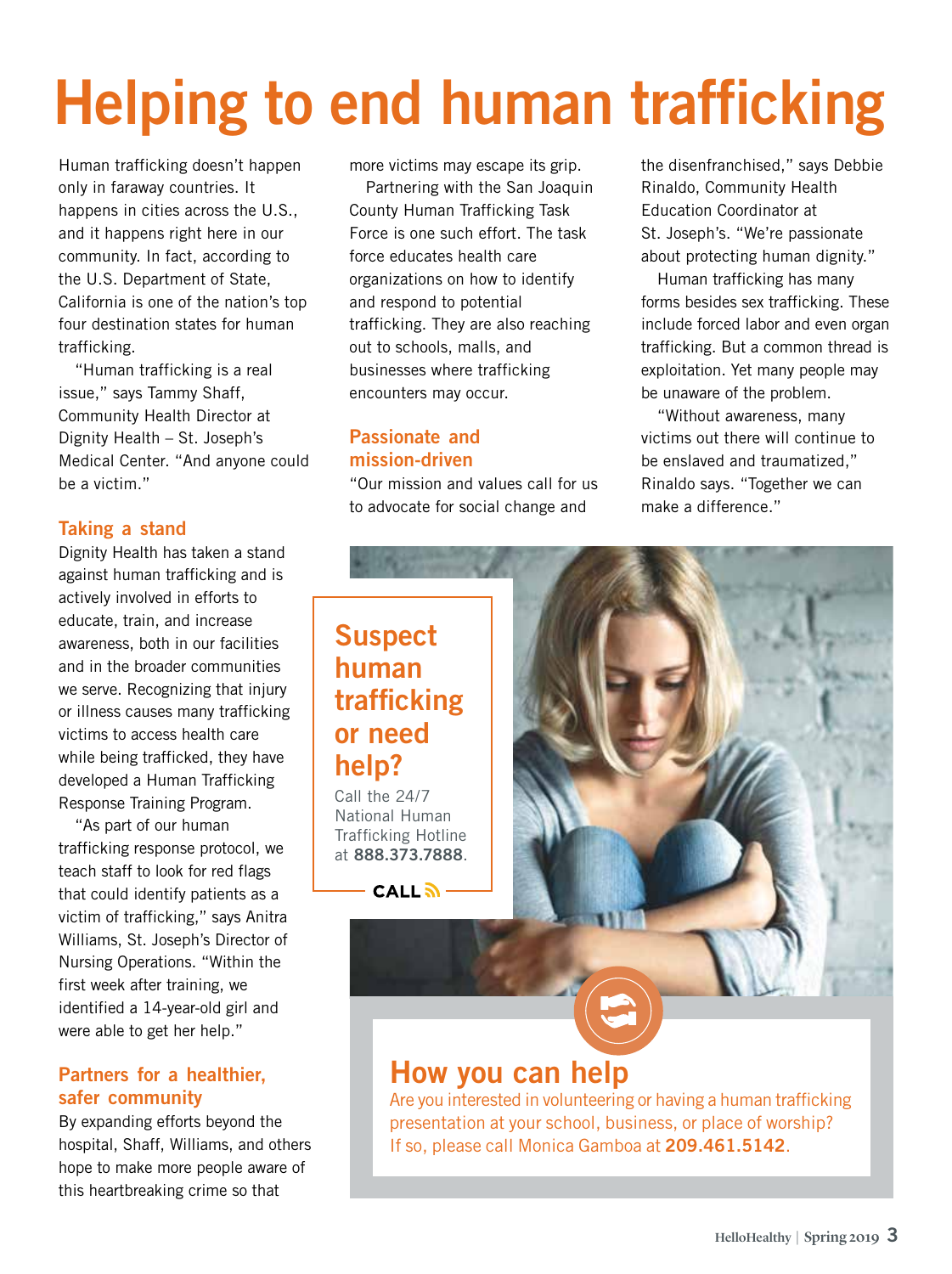# Helping to end human trafficking

Human trafficking doesn't happen only in faraway countries. It happens in cities across the U.S., and it happens right here in our community. In fact, according to the U.S. Department of State, California is one of the nation's top four destination states for human trafficking.

"Human trafficking is a real issue," says Tammy Shaff, Community Health Director at Dignity Health – St. Joseph's Medical Center. "And anyone could be a victim."

## Taking a stand

Dignity Health has taken a stand against human trafficking and is actively involved in efforts to educate, train, and increase awareness, both in our facilities and in the broader communities we serve. Recognizing that injury or illness causes many trafficking victims to access health care while being trafficked, they have developed a Human Trafficking Response Training Program.

"As part of our human trafficking response protocol, we teach staff to look for red flags that could identify patients as a victim of trafficking," says Anitra Williams, St. Joseph's Director of Nursing Operations. "Within the first week after training, we identified a 14-year-old girl and were able to get her help."

## Partners for a healthier, safer community

By expanding efforts beyond the hospital, Shaff, Williams, and others hope to make more people aware of this heartbreaking crime so that more victims may escape its grip.

Partnering with the San Joaquin County Human Trafficking Task Force is one such effort. The task force educates health care organizations on how to identify and respond to potential trafficking. They are also reaching out to schools, malls, and businesses where trafficking encounters may occur.

## Passionate and mission-driven

"Our mission and values call for us to advocate for social change and the disenfranchised," says Debbie Rinaldo, Community Health Education Coordinator at St. Joseph's. "We're passionate about protecting human dignity."

Human trafficking has many forms besides sex trafficking. These include forced labor and even organ trafficking. But a common thread is exploitation. Yet many people may be unaware of the problem.

"Without awareness, many victims out there will continue to be enslaved and traumatized," Rinaldo says. "Together we can make a difference."

## Suspect human trafficking or need help?

Call the 24/7 National Human Trafficking Hotline at **888.373.7888**.

CALL

## How you can help

Are you interested in volunteering or having a human trafficking presentation at your school, business, or place of worship? If so, please call Monica Gamboa at **209.461.5142**.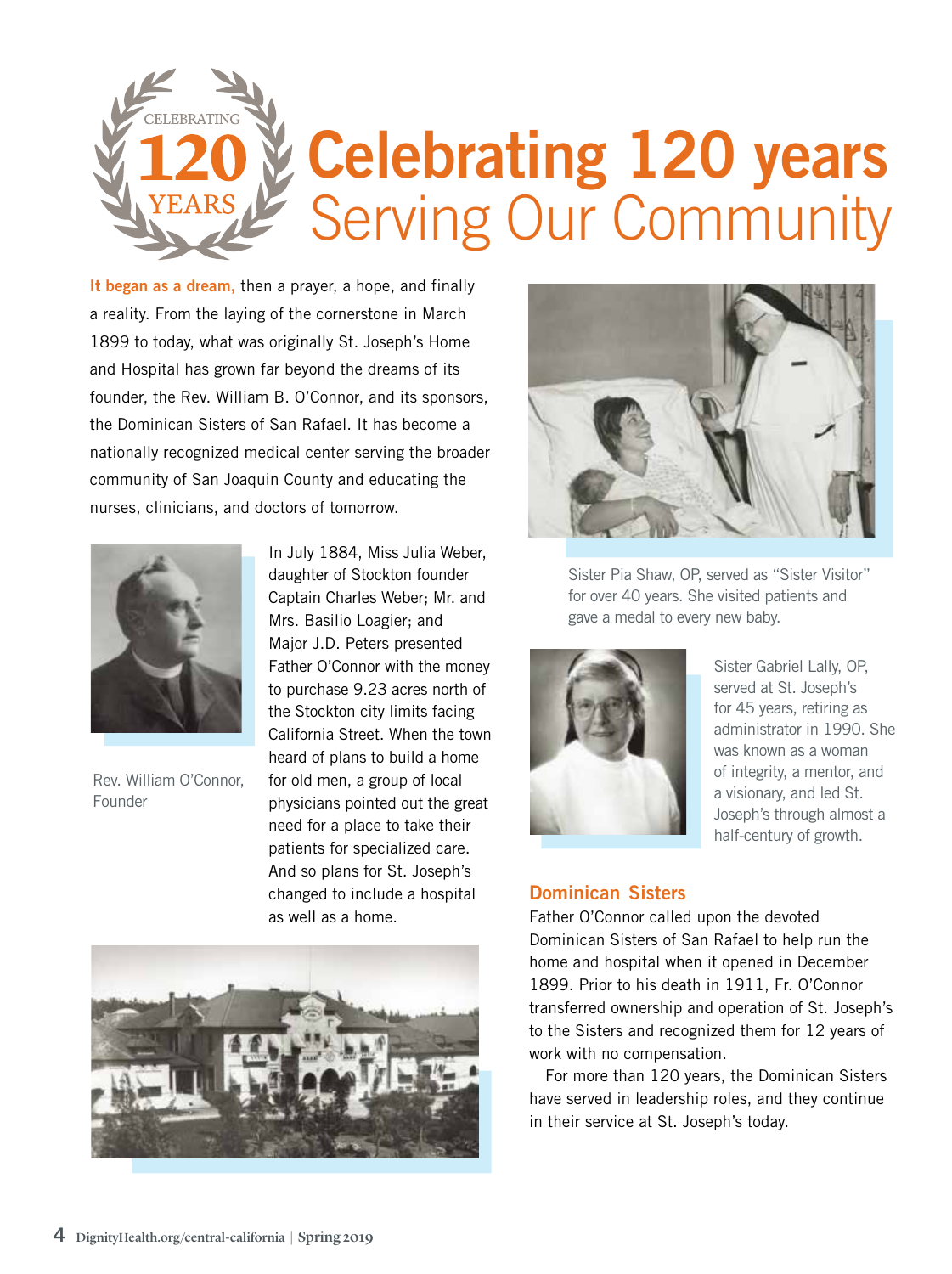# Celebrating 120 years Serving Our Community

**It began as a dream,** then a prayer, a hope, and finally a reality. From the laying of the cornerstone in March 1899 to today, what was originally St. Joseph's Home and Hospital has grown far beyond the dreams of its founder, the Rev. William B. O'Connor, and its sponsors, the Dominican Sisters of San Rafael. It has become a nationally recognized medical center serving the broader community of San Joaquin County and educating the nurses, clinicians, and doctors of tomorrow.

Rev. William O'Connor, Founder

In July 1884, Miss Julia Weber, daughter of Stockton founder Captain Charles Weber; Mr. and Mrs. Basilio Loagier; and Major J.D. Peters presented Father O'Connor with the money to purchase 9.23 acres north of the Stockton city limits facing California Street. When the town heard of plans to build a home for old men, a group of local physicians pointed out the great need for a place to take their patients for specialized care. And so plans for St. Joseph's changed to include a hospital as well as a home.

Sister Pia Shaw, OP, served as "Sister Visitor" for over 40 years. She visited patients and gave a medal to every new baby.

Sister Gabriel Lally, OP, served at St. Joseph's for 45 years, retiring as administrator in 1990. She was known as a woman of integrity, a mentor, and a visionary, and led St. Joseph's through almost a half-century of growth.

## Dominican Sisters

Father O'Connor called upon the devoted Dominican Sisters of San Rafael to help run the home and hospital when it opened in December 1899. Prior to his death in 1911, Fr. O'Connor transferred ownership and operation of St. Joseph's to the Sisters and recognized them for 12 years of work with no compensation.

For more than 120 years, the Dominican Sisters have served in leadership roles, and they continue in their service at St. Joseph's today.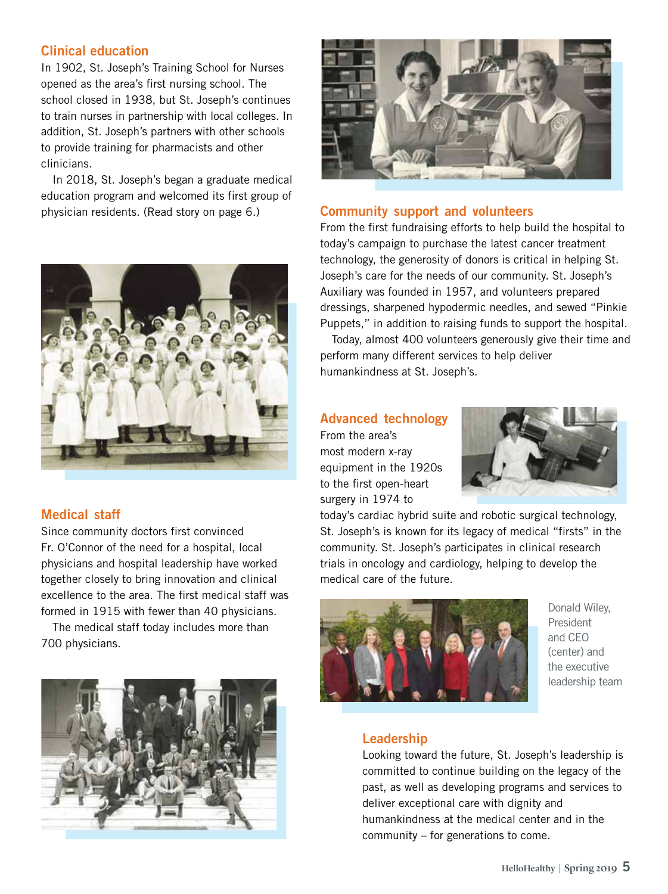## Clinical education

In 1902, St. Joseph's Training School for Nurses opened as the area's first nursing school. The school closed in 1938, but St. Joseph's continues to train nurses in partnership with local colleges. In addition, St. Joseph's partners with other schools to provide training for pharmacists and other clinicians.

In 2018, St. Joseph's began a graduate medical education program and welcomed its first group of physician residents. (Read story on page 6.)

## Medical staff

Since community doctors first convinced Fr. O'Connor of the need for a hospital, local physicians and hospital leadership have worked together closely to bring innovation and clinical excellence to the area. The first medical staff was formed in 1915 with fewer than 40 physicians.

The medical staff today includes more than 700 physicians.

## Community support and volunteers

From the first fundraising efforts to help build the hospital to today's campaign to purchase the latest cancer treatment technology, the generosity of donors is critical in helping St. Joseph's care for the needs of our community. St. Joseph's Auxiliary was founded in 1957, and volunteers prepared dressings, sharpened hypodermic needles, and sewed "Pinkie Puppets," in addition to raising funds to support the hospital.

Today, almost 400 volunteers generously give their time and perform many different services to help deliver humankindness at St. Joseph's.

## Advanced technology

From the area's most modern x-ray equipment in the 1920s to the first open-heart surgery in 1974 to today's cardiac hybrid suite and robotic surgical technology, St. Joseph's is known for its legacy of medical "firsts" in the community. St. Joseph's participates in clinical research trials in oncology and cardiology, helping to develop the medical care of the future.

Donald Wiley, President and CEO (center) and the executive leadership team

## Leadership

Looking toward the future, St. Joseph's leadership is committed to continue building on the legacy of the past, as well as developing programs and services to deliver exceptional care with dignity and humankindness at the medical center and in the community – for generations to come.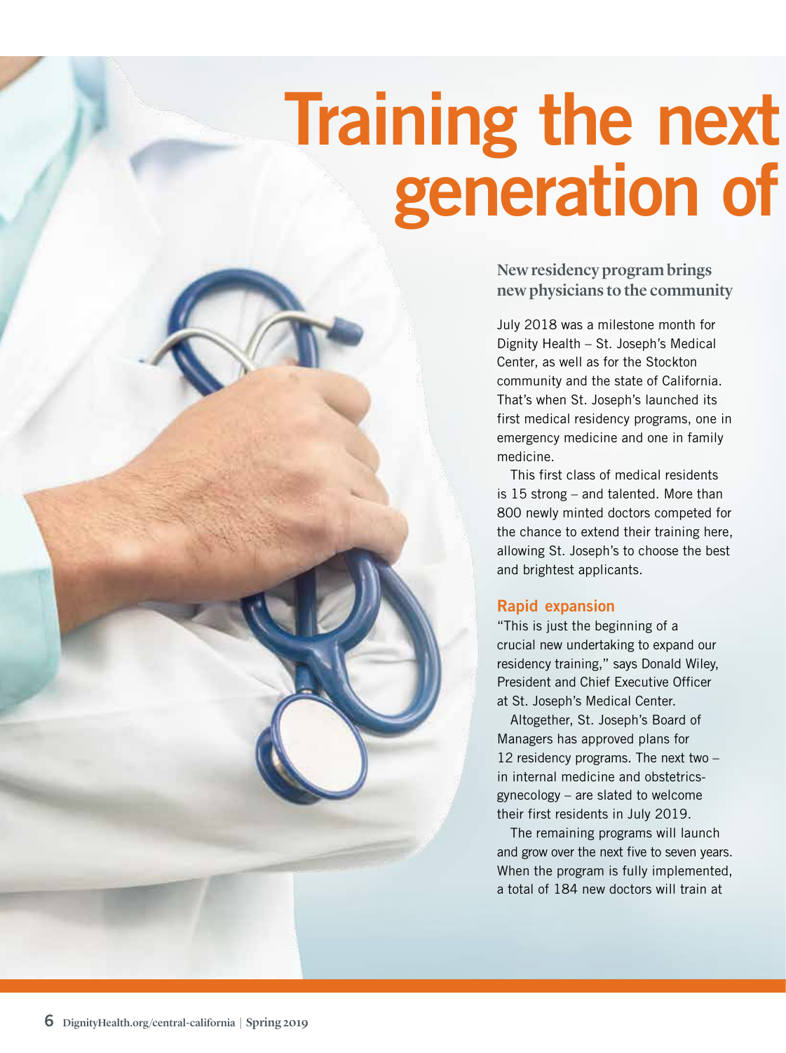# Training the next generation of

### New residency program brings new physicians to the community

July 2018 was a milestone month for Dignity Health – St. Joseph's Medical Center, as well as for the Stockton community and the state of California. That's when St. Joseph's launched its first medical residency programs, one in emergency medicine and one in family medicine.

This first class of medical residents is 15 strong – and talented. More than 800 newly minted doctors competed for the chance to extend their training here, allowing St. Joseph's to choose the best and brightest applicants.

## Rapid expansion

"This is just the beginning of a crucial new undertaking to expand our residency training," says Donald Wiley, President and Chief Executive Officer at St. Joseph's Medical Center.

Altogether, St. Joseph's Board of Managers has approved plans for 12 residency programs. The next two – in internal medicine and obstetrics-gynecology – are slated to welcome their first residents in July 2019.

The remaining programs will launch and grow over the next five to seven years. When the program is fully implemented, a total of 184 new doctors will train at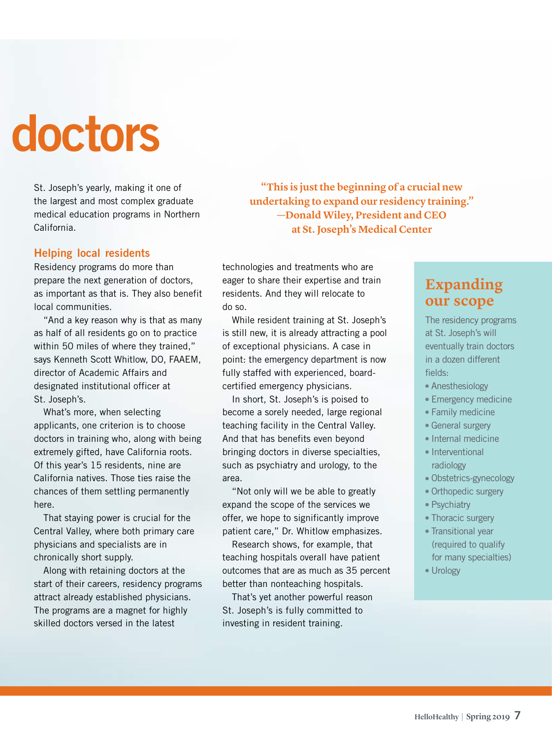# doctors

St. Joseph's yearly, making it one of the largest and most complex graduate medical education programs in Northern California.

> **"This is just the beginning of a crucial new undertaking to expand our residency training." —Donald Wiley, President and CEO at St. Joseph's Medical Center**

### Helping local residents

Residency programs do more than prepare the next generation of doctors, as important as that is. They also benefit local communities.

"And a key reason why is that as many as half of all residents go on to practice within 50 miles of where they trained," says Kenneth Scott Whitlow, DO, FAAEM, director of Academic Affairs and designated institutional officer at St. Joseph's.

What's more, when selecting applicants, one criterion is to choose doctors in training who, along with being extremely gifted, have California roots. Of this year's 15 residents, nine are California natives. Those ties raise the chances of them settling permanently here.

That staying power is crucial for the Central Valley, where both primary care physicians and specialists are in chronically short supply.

Along with retaining doctors at the start of their careers, residency programs attract already established physicians. The programs are a magnet for highly skilled doctors versed in the latest technologies and treatments who are eager to share their expertise and train residents. And they will relocate to do so.

While resident training at St. Joseph's is still new, it is already attracting a pool of exceptional physicians. A case in point: the emergency department is now fully staffed with experienced, board-certified emergency physicians.

In short, St. Joseph's is poised to become a sorely needed, large regional teaching facility in the Central Valley. And that has benefits even beyond bringing doctors in diverse specialties, such as psychiatry and urology, to the area.

"Not only will we be able to greatly expand the scope of the services we offer, we hope to significantly improve patient care," Dr. Whitlow emphasizes.

Research shows, for example, that teaching hospitals overall have patient outcomes that are as much as 35 percent better than nonteaching hospitals.

That's yet another powerful reason St. Joseph's is fully committed to investing in resident training.

## Expanding our scope

The residency programs at St. Joseph's will eventually train doctors in a dozen different fields:

- Anesthesiology
- Emergency medicine
- Family medicine
- General surgery
- Internal medicine
- Interventional radiology
- Obstetrics-gynecology
- Orthopedic surgery
- Psychiatry
- Thoracic surgery
- Transitional year (required to qualify for many specialties)
- Urology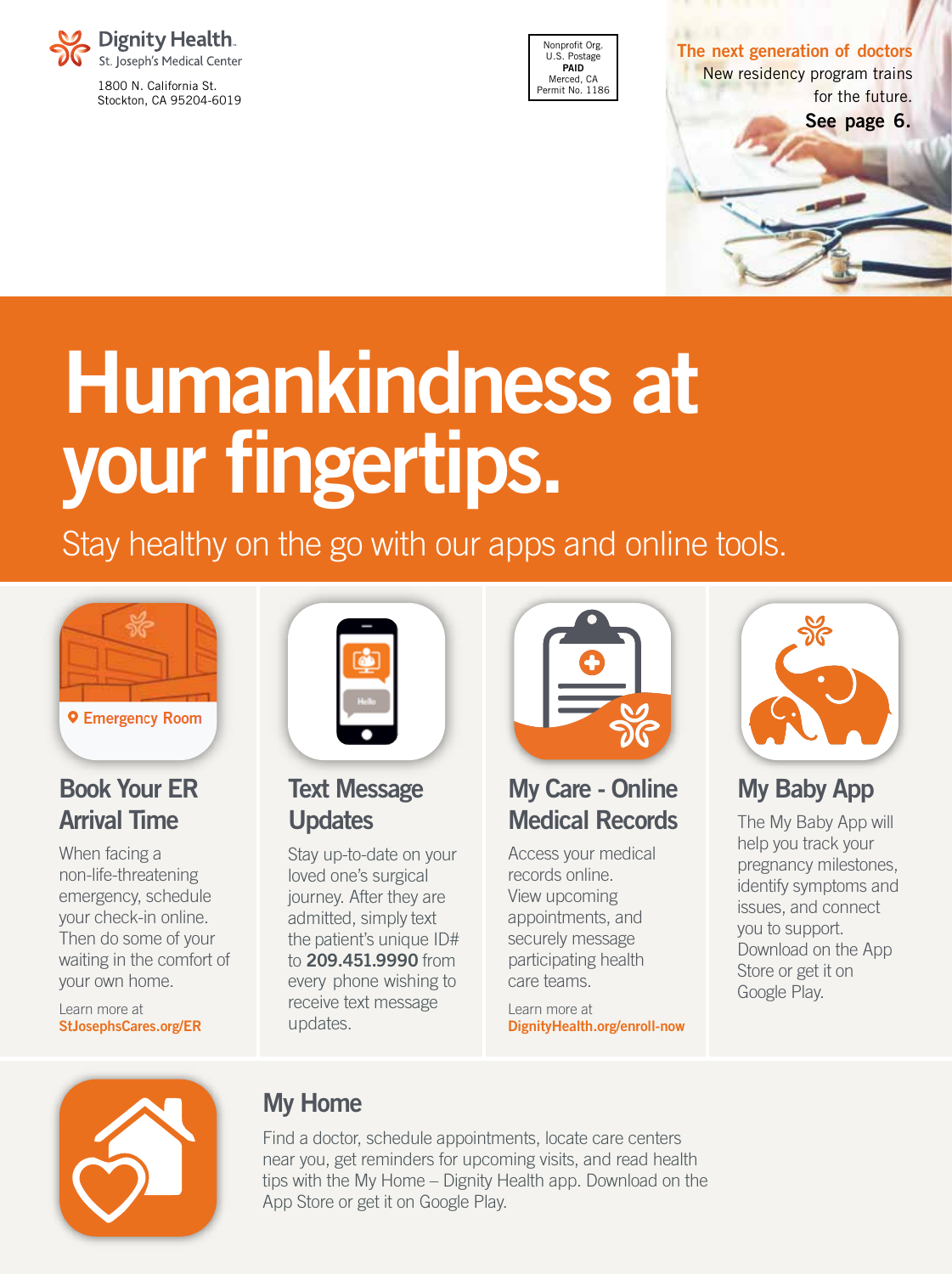Dignity Health.
St. Joseph's Medical Center

1800 N. California St.
Stockton, CA 95204-6019

Nonprofit Org.
U.S. Postage
**PAID**
Merced, CA
Permit No. 1186

**The next generation of doctors**
New residency program trains for the future.
**See page 6.**

# Humankindness at your fingertips.

Stay healthy on the go with our apps and online tools.

Emergency Room

## Book Your ER Arrival Time

When facing a non-life-threatening emergency, schedule your check-in online. Then do some of your waiting in the comfort of your own home.

Learn more at
**StJosephsCares.org/ER**

Hello

## Text Message Updates

Stay up-to-date on your loved one's surgical journey. After they are admitted, simply text the patient's unique ID# to **209.451.9990** from every phone wishing to receive text message updates.

## My Care - Online Medical Records

Access your medical records online. View upcoming appointments, and securely message participating health care teams.

Learn more at
**DignityHealth.org/enroll-now**

## My Baby App

The My Baby App will help you track your pregnancy milestones, identify symptoms and issues, and connect you to support. Download on the App Store or get it on Google Play.

## My Home

Find a doctor, schedule appointments, locate care centers near you, get reminders for upcoming visits, and read health tips with the My Home – Dignity Health app. Download on the App Store or get it on Google Play.